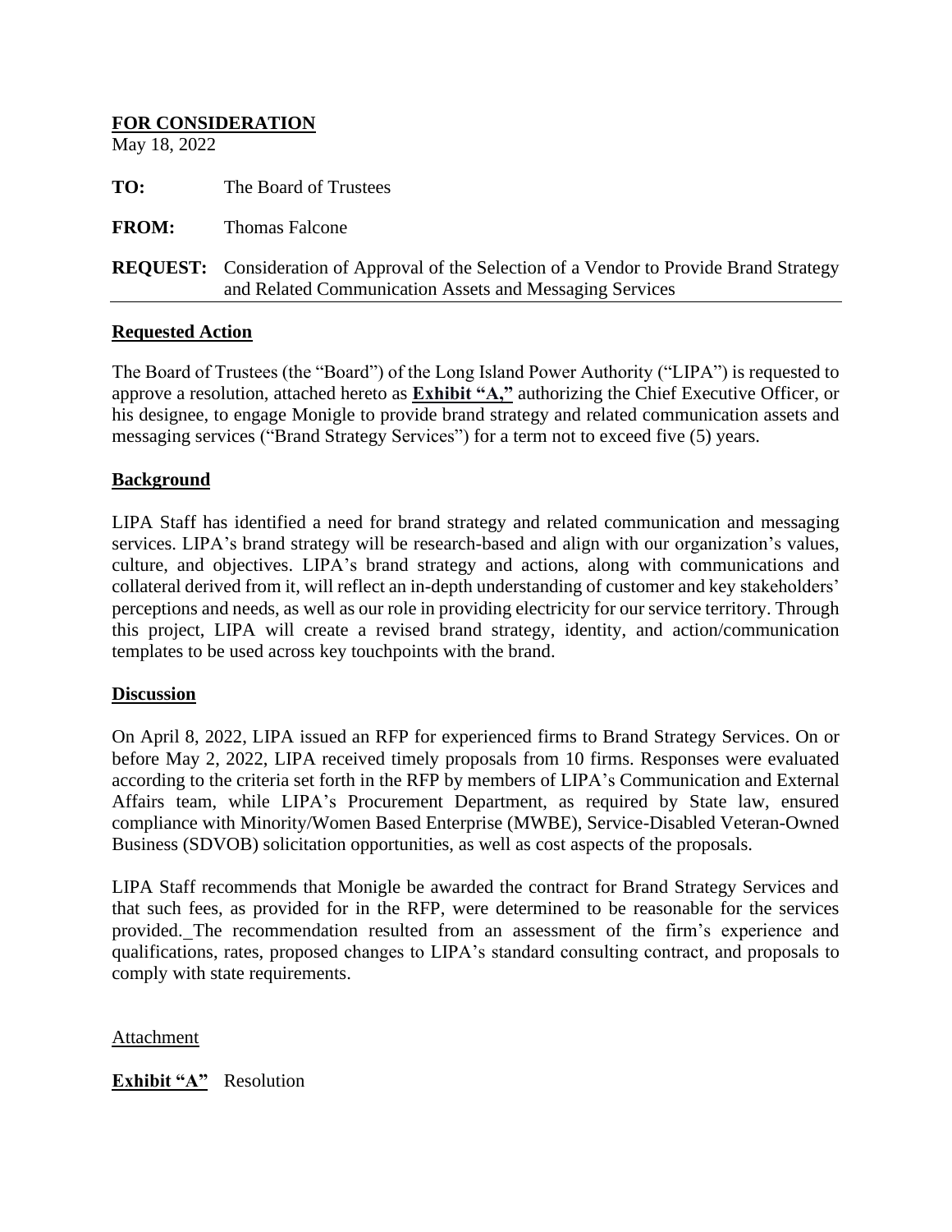**FOR CONSIDERATION**

May 18, 2022

**TO:** The Board of Trustees

**FROM:** Thomas Falcone

**REQUEST:** Consideration of Approval of the Selection of a Vendor to Provide Brand Strategy and Related Communication Assets and Messaging Services

---

## Requested Action

The Board of Trustees (the "Board") of the Long Island Power Authority ("LIPA") is requested to approve a resolution, attached hereto as **Exhibit "A,"** authorizing the Chief Executive Officer, or his designee, to engage Monigle to provide brand strategy and related communication assets and messaging services ("Brand Strategy Services") for a term not to exceed five (5) years.

## Background

LIPA Staff has identified a need for brand strategy and related communication and messaging services. LIPA's brand strategy will be research-based and align with our organization's values, culture, and objectives. LIPA's brand strategy and actions, along with communications and collateral derived from it, will reflect an in-depth understanding of customer and key stakeholders' perceptions and needs, as well as our role in providing electricity for our service territory. Through this project, LIPA will create a revised brand strategy, identity, and action/communication templates to be used across key touchpoints with the brand.

## Discussion

On April 8, 2022, LIPA issued an RFP for experienced firms to Brand Strategy Services. On or before May 2, 2022, LIPA received timely proposals from 10 firms. Responses were evaluated according to the criteria set forth in the RFP by members of LIPA's Communication and External Affairs team, while LIPA's Procurement Department, as required by State law, ensured compliance with Minority/Women Based Enterprise (MWBE), Service-Disabled Veteran-Owned Business (SDVOB) solicitation opportunities, as well as cost aspects of the proposals.

LIPA Staff recommends that Monigle be awarded the contract for Brand Strategy Services and that such fees, as provided for in the RFP, were determined to be reasonable for the services provided. The recommendation resulted from an assessment of the firm's experience and qualifications, rates, proposed changes to LIPA's standard consulting contract, and proposals to comply with state requirements.

Attachment

**Exhibit "A"** Resolution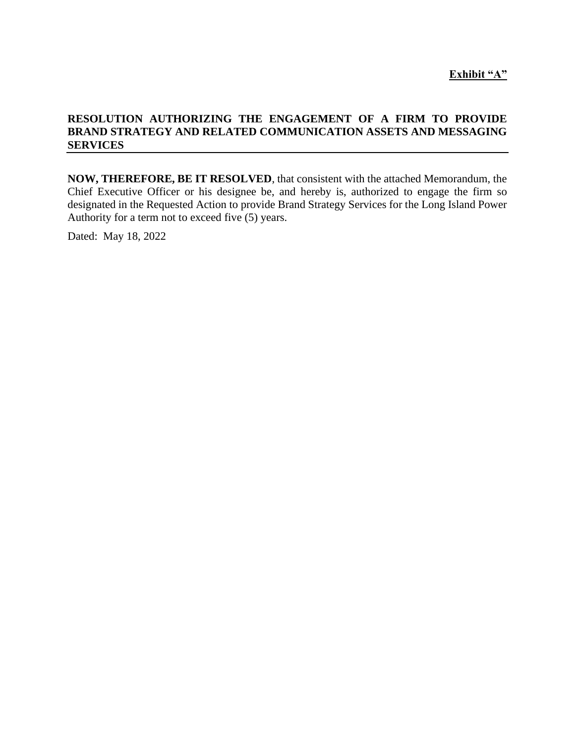**Exhibit "A"**

## RESOLUTION AUTHORIZING THE ENGAGEMENT OF A FIRM TO PROVIDE BRAND STRATEGY AND RELATED COMMUNICATION ASSETS AND MESSAGING SERVICES

**NOW, THEREFORE, BE IT RESOLVED**, that consistent with the attached Memorandum, the Chief Executive Officer or his designee be, and hereby is, authorized to engage the firm so designated in the Requested Action to provide Brand Strategy Services for the Long Island Power Authority for a term not to exceed five (5) years.

Dated: May 18, 2022